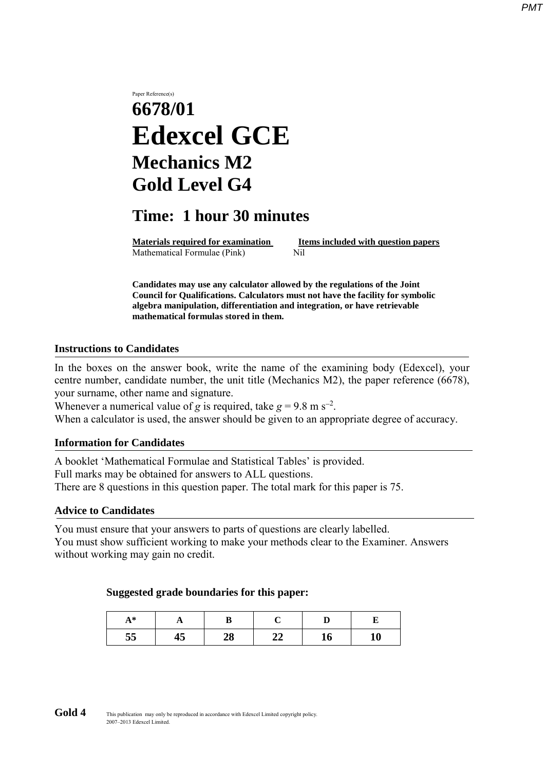Paper Reference(s)

# 6678/01
# Edexcel GCE
## Mechanics M2
## Gold Level G4

## Time: 1 hour 30 minutes

| Materials required for examination | Items included with question papers |
|---|---|
| Mathematical Formulae (Pink) | Nil |

**Candidates may use any calculator allowed by the regulations of the Joint Council for Qualifications. Calculators must not have the facility for symbolic algebra manipulation, differentiation and integration, or have retrievable mathematical formulas stored in them.**

### Instructions to Candidates

In the boxes on the answer book, write the name of the examining body (Edexcel), your centre number, candidate number, the unit title (Mechanics M2), the paper reference (6678), your surname, other name and signature.
Whenever a numerical value of $g$ is required, take $g = 9.8 \text{ m s}^{-2}$.
When a calculator is used, the answer should be given to an appropriate degree of accuracy.

### Information for Candidates

A booklet 'Mathematical Formulae and Statistical Tables' is provided.
Full marks may be obtained for answers to ALL questions.
There are 8 questions in this question paper. The total mark for this paper is 75.

### Advice to Candidates

You must ensure that your answers to parts of questions are clearly labelled.
You must show sufficient working to make your methods clear to the Examiner. Answers without working may gain no credit.

**Suggested grade boundaries for this paper:**

| A* | A | B | C | D | E |
|---|---|---|---|---|---|
| 55 | 45 | 28 | 22 | 16 | 10 |

**Gold 4** This publication may only be reproduced in accordance with Edexcel Limited copyright policy. 2007–2013 Edexcel Limited.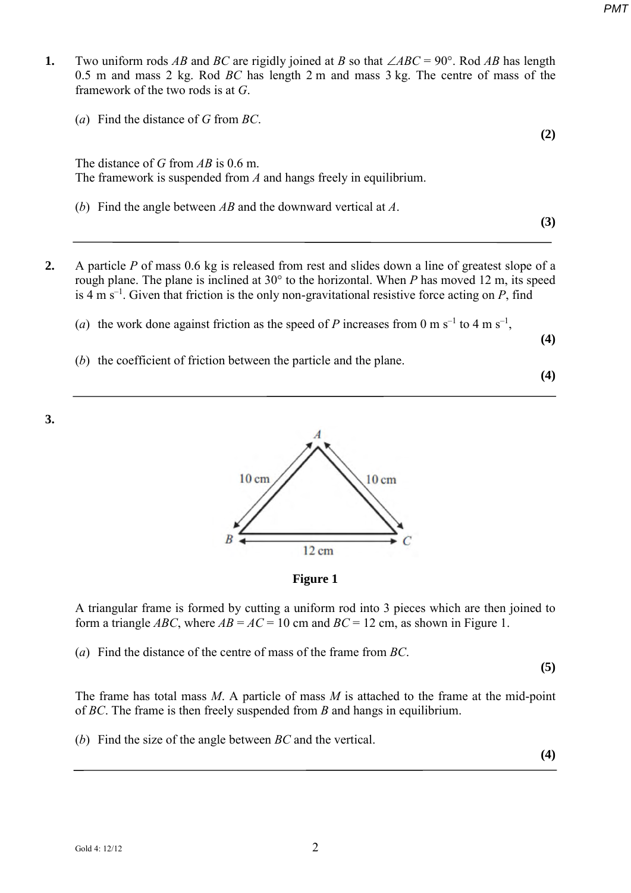**1.** Two uniform rods $AB$ and $BC$ are rigidly joined at $B$ so that $\angle ABC = 90°$. Rod $AB$ has length 0.5 m and mass 2 kg. Rod $BC$ has length 2 m and mass 3 kg. The centre of mass of the framework of the two rods is at $G$.

(*a*) Find the distance of $G$ from $BC$.

**(2)**

The distance of $G$ from $AB$ is 0.6 m.
The framework is suspended from $A$ and hangs freely in equilibrium.

(*b*) Find the angle between $AB$ and the downward vertical at $A$.

**(3)**

---

**2.** A particle $P$ of mass 0.6 kg is released from rest and slides down a line of greatest slope of a rough plane. The plane is inclined at 30° to the horizontal. When $P$ has moved 12 m, its speed is 4 m s$^{-1}$. Given that friction is the only non-gravitational resistive force acting on $P$, find

(*a*) the work done against friction as the speed of $P$ increases from 0 m s$^{-1}$ to 4 m s$^{-1}$,

**(4)**

(*b*) the coefficient of friction between the particle and the plane.

**(4)**

---

**3.**

**Figure 1**

A triangular frame is formed by cutting a uniform rod into 3 pieces which are then joined to form a triangle $ABC$, where $AB = AC = 10$ cm and $BC = 12$ cm, as shown in Figure 1.

(*a*) Find the distance of the centre of mass of the frame from $BC$.

**(5)**

The frame has total mass $M$. A particle of mass $M$ is attached to the frame at the mid-point of $BC$. The frame is then freely suspended from $B$ and hangs in equilibrium.

(*b*) Find the size of the angle between $BC$ and the vertical.

**(4)**

---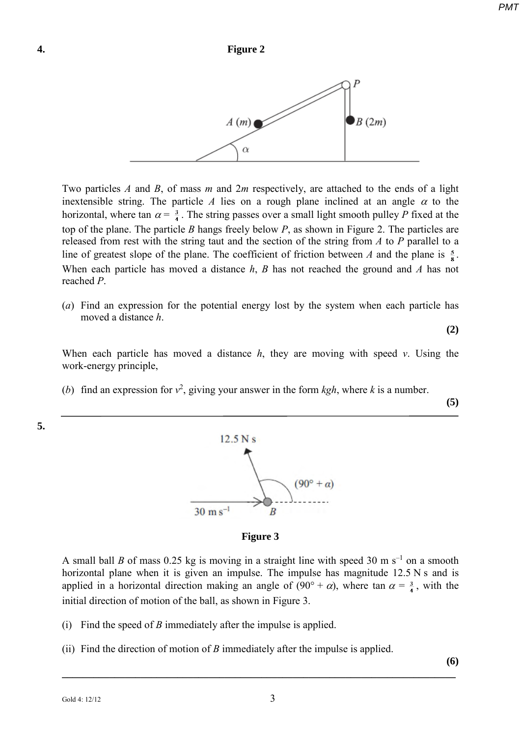**4.**

**Figure 2**

Two particles *A* and *B*, of mass *m* and 2*m* respectively, are attached to the ends of a light inextensible string. The particle *A* lies on a rough plane inclined at an angle $\alpha$ to the horizontal, where $\tan \alpha = \frac{3}{4}$. The string passes over a small light smooth pulley *P* fixed at the top of the plane. The particle *B* hangs freely below *P*, as shown in Figure 2. The particles are released from rest with the string taut and the section of the string from *A* to *P* parallel to a line of greatest slope of the plane. The coefficient of friction between *A* and the plane is $\frac{5}{8}$. When each particle has moved a distance *h*, *B* has not reached the ground and *A* has not reached *P*.

(*a*) Find an expression for the potential energy lost by the system when each particle has moved a distance *h*.

**(2)**

When each particle has moved a distance *h*, they are moving with speed *v*. Using the work-energy principle,

(*b*) find an expression for $v^2$, giving your answer in the form *kgh*, where *k* is a number.

**(5)**

---

**5.**

**Figure 3**

A small ball *B* of mass 0.25 kg is moving in a straight line with speed 30 m s$^{-1}$ on a smooth horizontal plane when it is given an impulse. The impulse has magnitude 12.5 N s and is applied in a horizontal direction making an angle of $(90° + \alpha)$, where $\tan \alpha = \frac{3}{4}$, with the initial direction of motion of the ball, as shown in Figure 3.

(i) Find the speed of *B* immediately after the impulse is applied.

(ii) Find the direction of motion of *B* immediately after the impulse is applied.

**(6)**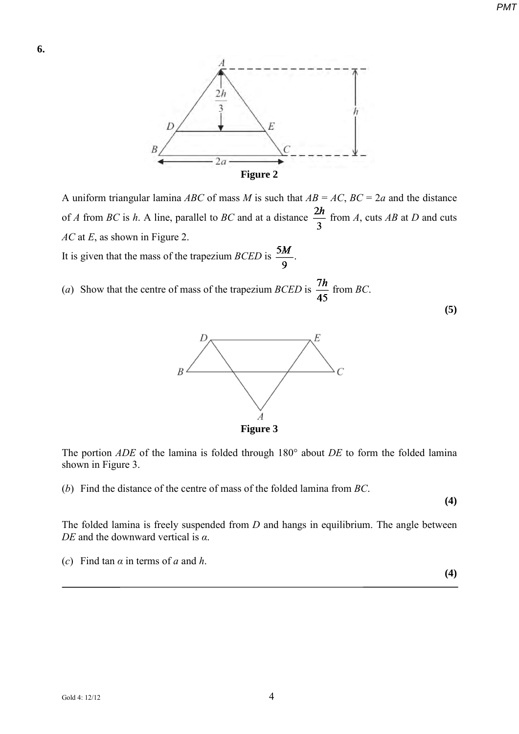**6.**

**Figure 2**

A uniform triangular lamina $ABC$ of mass $M$ is such that $AB = AC$, $BC = 2a$ and the distance of $A$ from $BC$ is $h$. A line, parallel to $BC$ and at a distance $\frac{2h}{3}$ from $A$, cuts $AB$ at $D$ and cuts $AC$ at $E$, as shown in Figure 2.

It is given that the mass of the trapezium $BCED$ is $\frac{5M}{9}$.

(*a*) Show that the centre of mass of the trapezium $BCED$ is $\frac{7h}{45}$ from $BC$.

**(5)**

**Figure 3**

The portion $ADE$ of the lamina is folded through 180° about $DE$ to form the folded lamina shown in Figure 3.

(*b*) Find the distance of the centre of mass of the folded lamina from $BC$.

**(4)**

The folded lamina is freely suspended from $D$ and hangs in equilibrium. The angle between $DE$ and the downward vertical is $\alpha$.

(*c*) Find $\tan \alpha$ in terms of $a$ and $h$.

**(4)**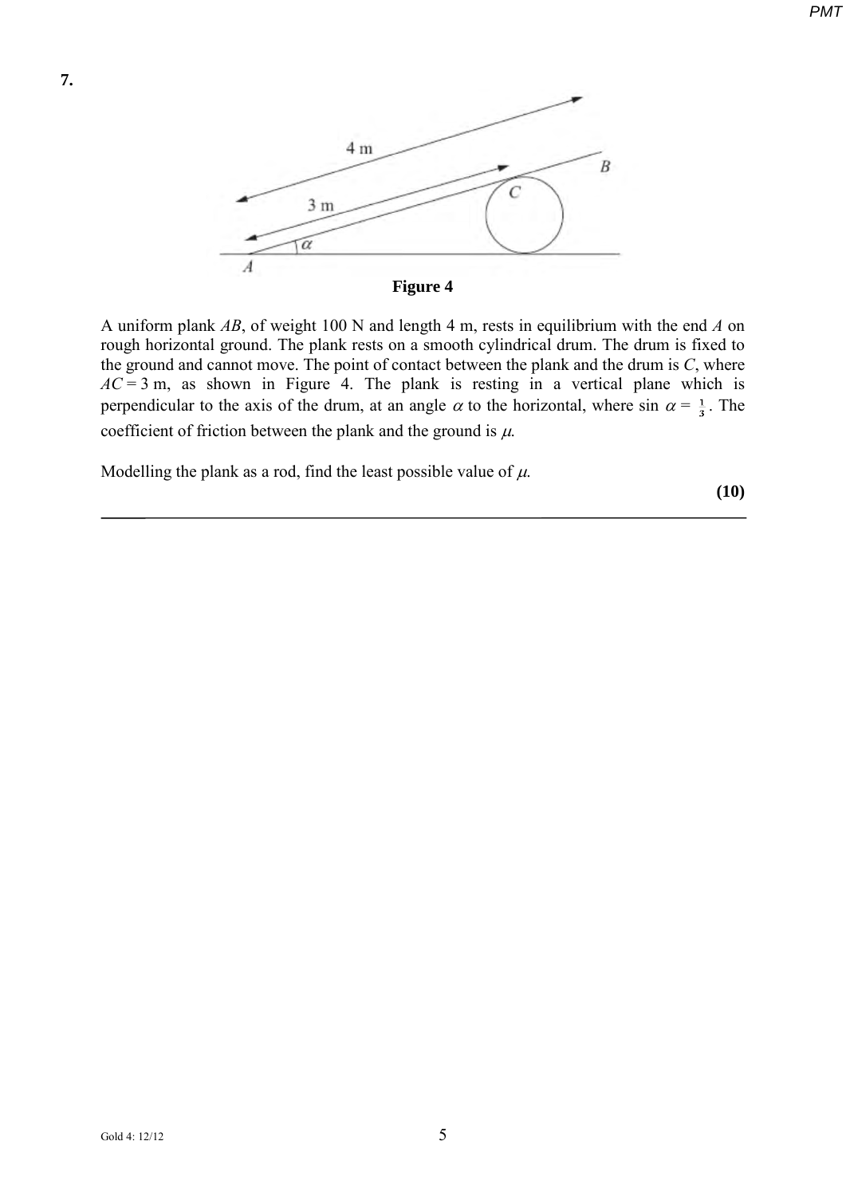**7.**

**Figure 4**

A uniform plank $AB$, of weight 100 N and length 4 m, rests in equilibrium with the end $A$ on rough horizontal ground. The plank rests on a smooth cylindrical drum. The drum is fixed to the ground and cannot move. The point of contact between the plank and the drum is $C$, where $AC = 3$ m, as shown in Figure 4. The plank is resting in a vertical plane which is perpendicular to the axis of the drum, at an angle $\alpha$ to the horizontal, where $\sin \alpha = \frac{1}{3}$. The coefficient of friction between the plank and the ground is $\mu$.

Modelling the plank as a rod, find the least possible value of $\mu$.

**(10)**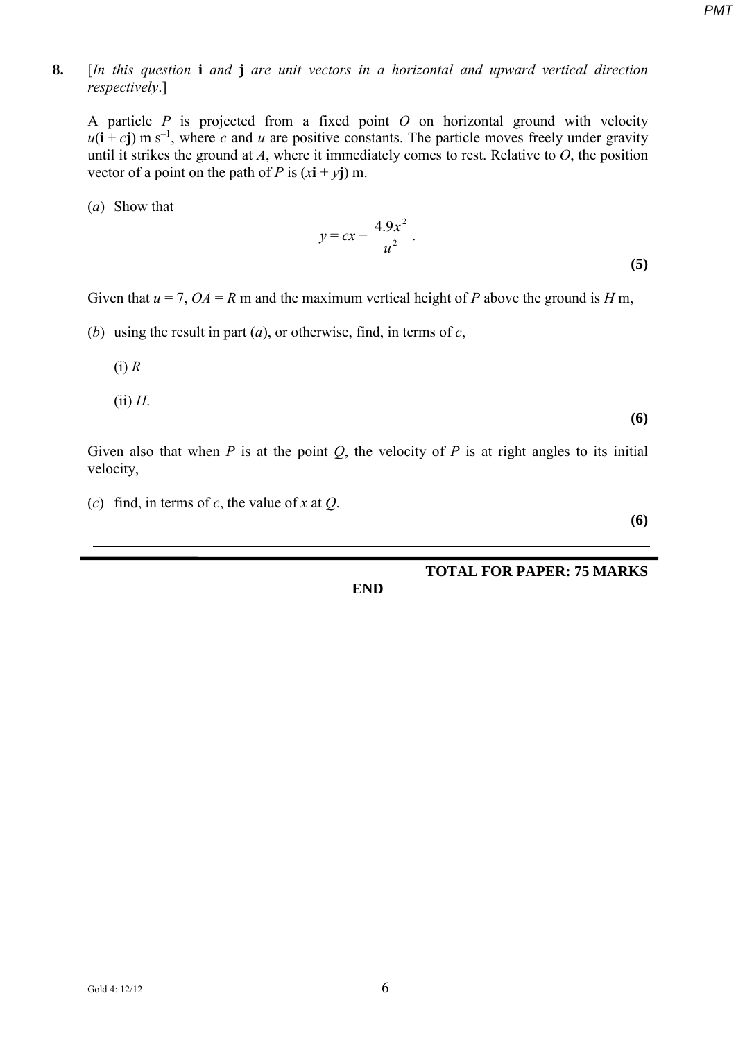**8.** [*In this question* **i** *and* **j** *are unit vectors in a horizontal and upward vertical direction respectively*.]

A particle $P$ is projected from a fixed point $O$ on horizontal ground with velocity $u(\mathbf{i} + c\mathbf{j})$ m s$^{-1}$, where $c$ and $u$ are positive constants. The particle moves freely under gravity until it strikes the ground at $A$, where it immediately comes to rest. Relative to $O$, the position vector of a point on the path of $P$ is $(x\mathbf{i} + y\mathbf{j})$ m.

(*a*) Show that

$$y = cx - \frac{4.9x^2}{u^2}.$$

**(5)**

Given that $u = 7$, $OA = R$ m and the maximum vertical height of $P$ above the ground is $H$ m,

(*b*) using the result in part (*a*), or otherwise, find, in terms of $c$,

(i) $R$

(ii) $H$.

**(6)**

Given also that when $P$ is at the point $Q$, the velocity of $P$ is at right angles to its initial velocity,

(*c*) find, in terms of $c$, the value of $x$ at $Q$.

**(6)**

**TOTAL FOR PAPER: 75 MARKS**

**END**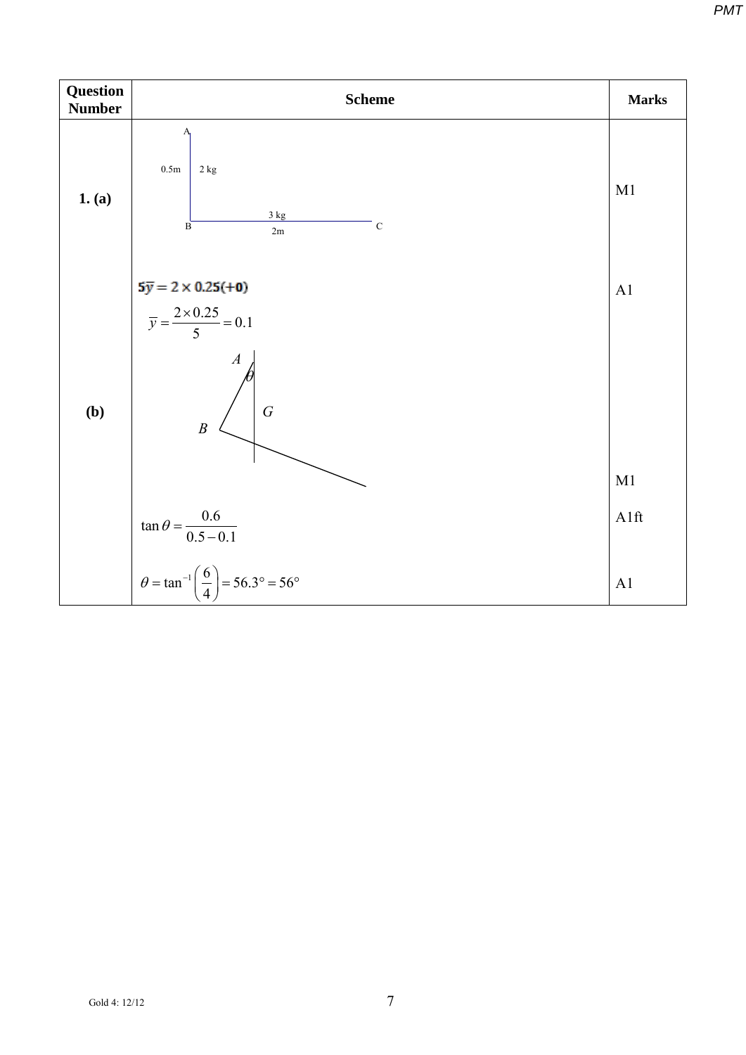| Question Number | Scheme | Marks |
|---|---|---|
| **1. (a)** | A, 0.5m, 2 kg, B, 3 kg, 2m, C | M1 |
| | $5\bar{y} = 2 \times 0.25(+0)$ | A1 |
| | $\bar{y} = \frac{2 \times 0.25}{5} = 0.1$ | |
| **(b)** | A, $\theta$, G, B | |
| | | M1 |
| | $\tan\theta = \frac{0.6}{0.5 - 0.1}$ | A1ft |
| | $\theta = \tan^{-1}\left(\frac{6}{4}\right) = 56.3° = 56°$ | A1 |

Gold 4: 12/12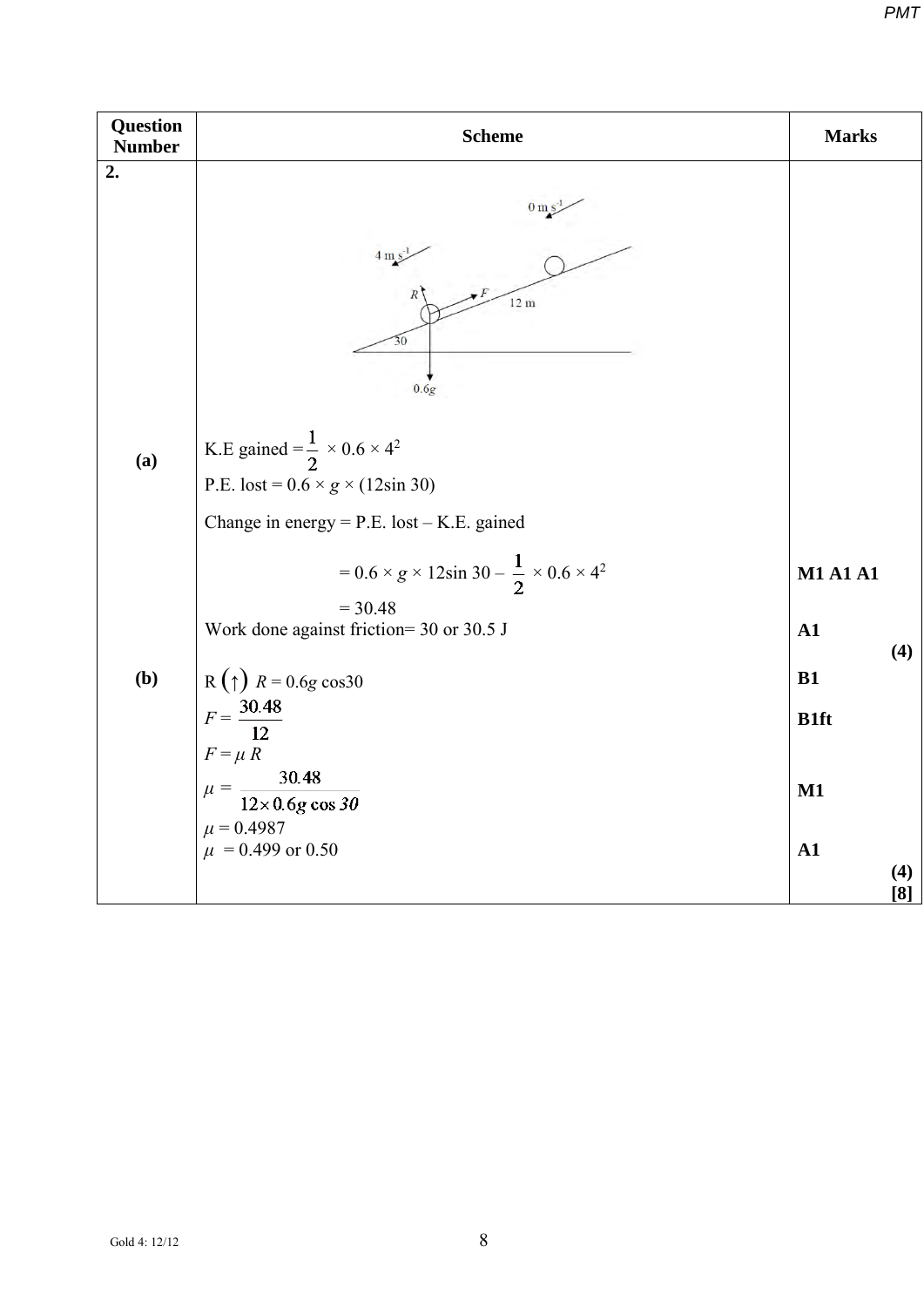| Question Number | Scheme | Marks |
|---|---|---|
| **2.** | | |
| **(a)** | K.E gained = $\frac{1}{2} \times 0.6 \times 4^2$ | |
| | P.E. lost = $0.6 \times g \times (12\sin 30)$ | |
| | Change in energy = P.E. lost – K.E. gained | |
| | $= 0.6 \times g \times 12\sin 30 - \frac{1}{2} \times 0.6 \times 4^2$ | **M1 A1 A1** |
| | $= 30.48$ | |
| | Work done against friction= 30 or 30.5 J | **A1** |
| | | **(4)** |
| **(b)** | R $(\uparrow)$ $R = 0.6g\cos 30$ | **B1** |
| | $F = \frac{30.48}{12}$ | **B1ft** |
| | $F = \mu R$ | |
| | $\mu = \frac{30.48}{12 \times 0.6g\cos 30}$ | **M1** |
| | $\mu = 0.4987$ | |
| | $\mu = 0.499$ or $0.50$ | **A1** |
| | | **(4)** |
| | | **[8]** |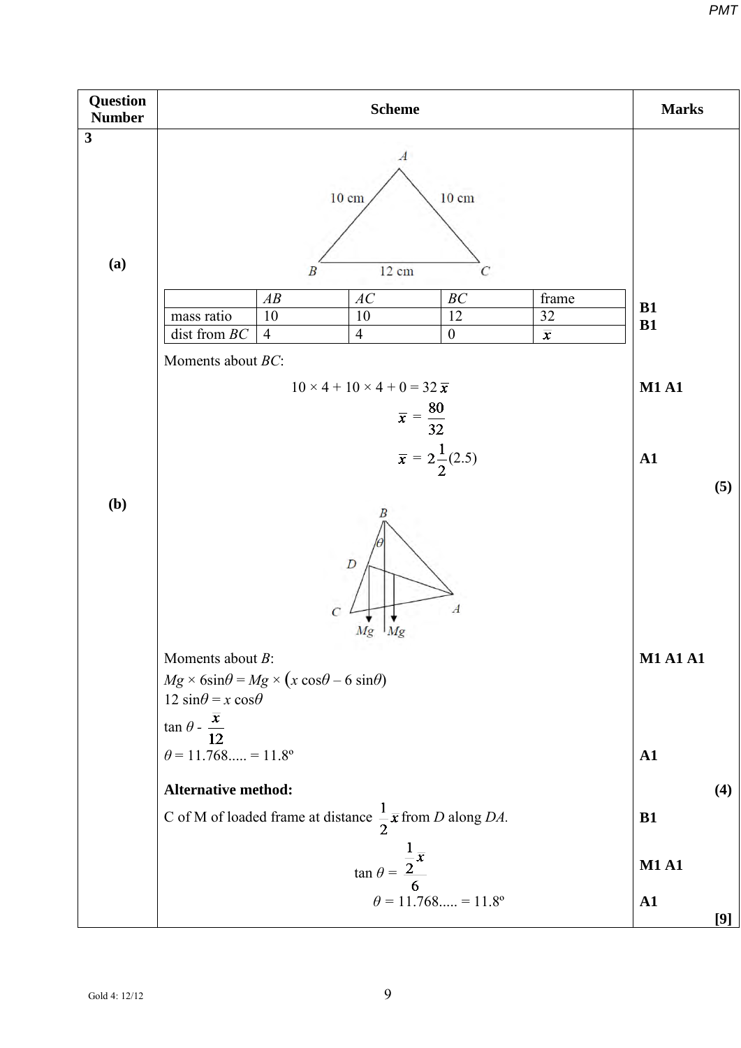| Question Number | Scheme | Marks |
|---|---|---|
| **3** | | |
| **(a)** | Diagram: triangle $ABC$ with $AB = 10$ cm, $AC = 10$ cm, $BC = 12$ cm | |
| | | *AB* | *AC* | *BC* | frame |<br>mass ratio | 10 | 10 | 12 | 32 |<br>dist from *BC* | 4 | 4 | 0 | $\bar{x}$ | **B1**<br>**B1** |
| | Moments about *BC*: | |
| | $10 \times 4 + 10 \times 4 + 0 = 32\,\bar{x}$ | **M1 A1** |
| | $\bar{x} = \dfrac{80}{32}$ | |
| | $\bar{x} = 2\dfrac{1}{2}(2.5)$ | **A1** |
| | | **(5)** |
| **(b)** | Diagram: frame suspended from $B$, angle $\theta$ at $B$, point $D$ on $BC$, forces $Mg$ and $Mg$ acting downwards | |
| | Moments about *B*: | **M1 A1 A1** |
| | $Mg \times 6\sin\theta = Mg \times (x\cos\theta - 6\sin\theta)$ | |
| | $12\sin\theta = x\cos\theta$ | |
| | $\tan\theta - \dfrac{x}{12}$ | |
| | $\theta = 11.768..... = 11.8^{\text{o}}$ | **A1** |
| | **Alternative method:** | **(4)** |
| | C of M of loaded frame at distance $\dfrac{1}{2}x$ from *D* along *DA*. | **B1** |
| | $\tan\theta = \dfrac{\frac{1}{2}x}{6}$ | **M1 A1** |
| | $\theta = 11.768..... = 11.8^{\text{o}}$ | **A1** |
| | | **[9]** |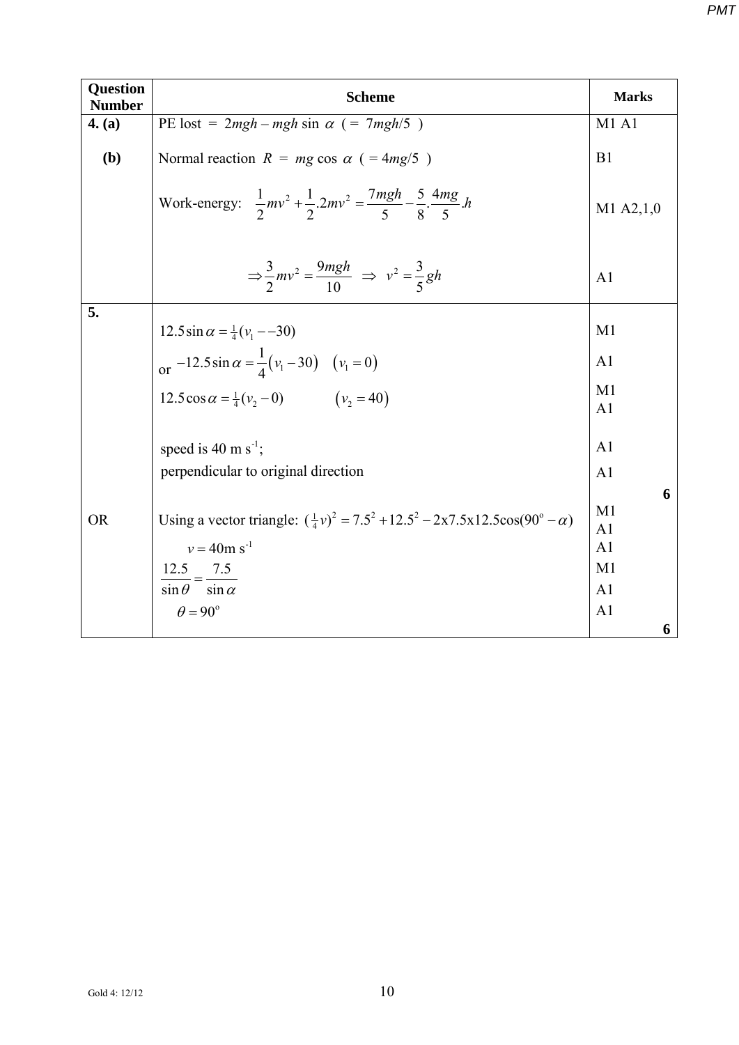| Question Number | Scheme | Marks |
|---|---|---|
| **4. (a)** | PE lost = $2mgh - mgh \sin \alpha$ ( = $7mgh/5$ ) | M1 A1 |
| **(b)** | Normal reaction $R = mg \cos \alpha$ ( = $4mg/5$ ) | B1 |
| | Work-energy: $\frac{1}{2}mv^2 + \frac{1}{2}.2mv^2 = \frac{7mgh}{5} - \frac{5}{8}.\frac{4mg}{5}.h$ | M1 A2,1,0 |
| | $\Rightarrow \frac{3}{2}mv^2 = \frac{9mgh}{10} \Rightarrow v^2 = \frac{3}{5}gh$ | A1 |
| **5.** | $12.5\sin\alpha = \frac{1}{4}(v_1 - -30)$ | M1 |
| | or $-12.5\sin\alpha = \frac{1}{4}(v_1 - 30)$ $(v_1 = 0)$ | A1 |
| | $12.5\cos\alpha = \frac{1}{4}(v_2 - 0)$ $(v_2 = 40)$ | M1 A1 |
| | speed is 40 m $s^{-1}$; | A1 |
| | perpendicular to original direction | A1 |
| | | **6** |
| OR | Using a vector triangle: $(\frac{1}{4}v)^2 = 7.5^2 + 12.5^2 - 2\text{x}7.5\text{x}12.5\cos(90^\circ - \alpha)$ | M1 A1 |
| | $v = 40\text{m s}^{-1}$ | A1 |
| | $\frac{12.5}{\sin\theta} = \frac{7.5}{\sin\alpha}$ | M1 A1 |
| | $\theta = 90^\circ$ | A1 |
| | | **6** |

Gold 4: 12/12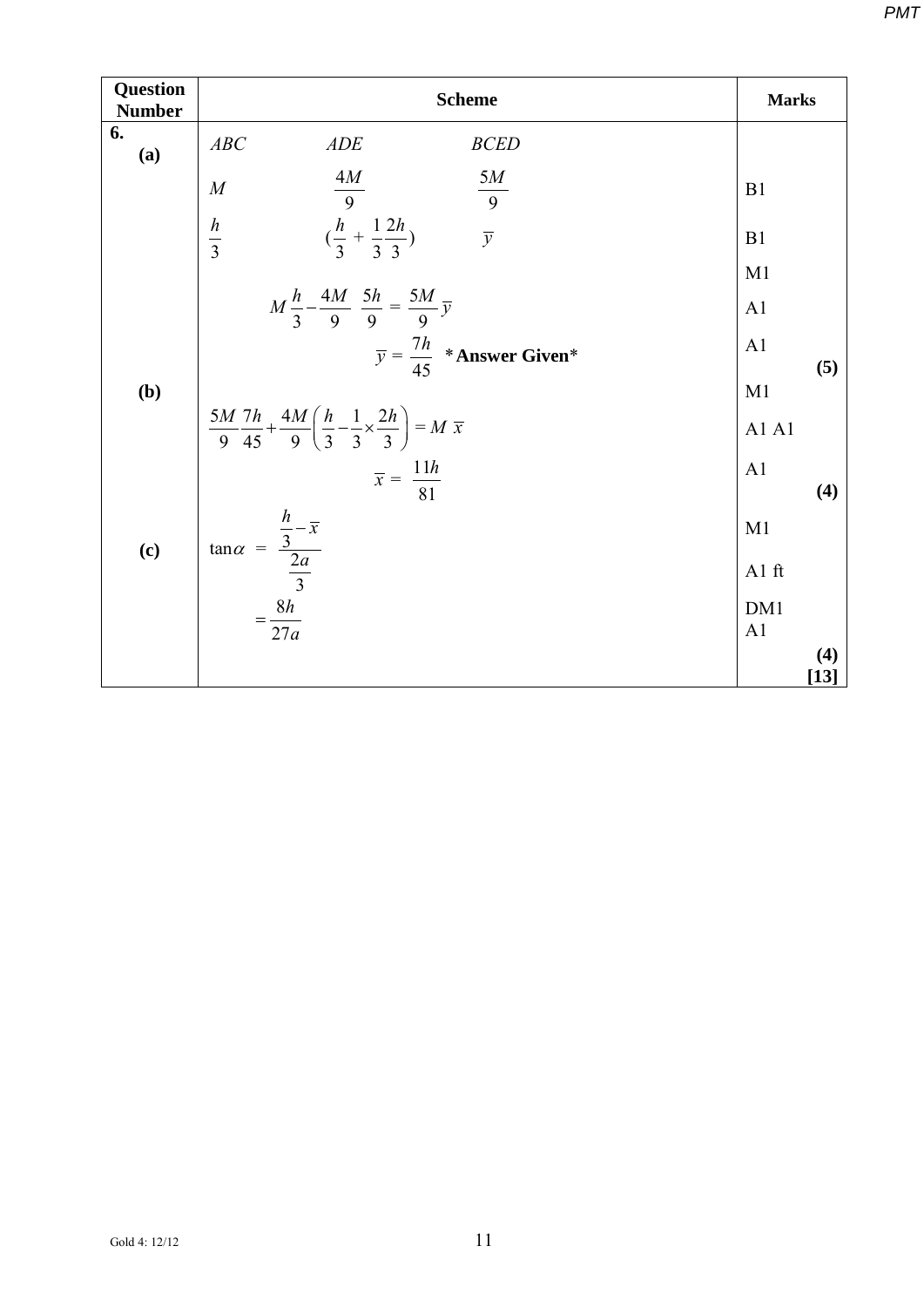| Question Number | Scheme | Marks |
|---|---|---|
| **6.** **(a)** | $ABC$ &nbsp;&nbsp;&nbsp;&nbsp; $ADE$ &nbsp;&nbsp;&nbsp;&nbsp; $BCED$ | |
| | $M$ &nbsp;&nbsp;&nbsp;&nbsp; $\frac{4M}{9}$ &nbsp;&nbsp;&nbsp;&nbsp; $\frac{5M}{9}$ | B1 |
| | $\frac{h}{3}$ &nbsp;&nbsp;&nbsp;&nbsp; $(\frac{h}{3} + \frac{1}{3}\frac{2h}{3})$ &nbsp;&nbsp;&nbsp;&nbsp; $\overline{y}$ | B1 |
| | | M1 |
| | $M\frac{h}{3} - \frac{4M}{9}\ \ \frac{5h}{9} = \frac{5M}{9}\overline{y}$ | A1 |
| | $\overline{y} = \frac{7h}{45}$ &nbsp; ***Answer Given*** | A1 **(5)** |
| **(b)** | | M1 |
| | $\frac{5M}{9}\frac{7h}{45} + \frac{4M}{9}\left(\frac{h}{3} - \frac{1}{3}\times\frac{2h}{3}\right) = M\ \overline{x}$ | A1 A1 |
| | $\overline{x} = \frac{11h}{81}$ | A1 **(4)** |
| **(c)** | $\tan\alpha = \dfrac{\frac{h}{3} - \overline{x}}{\frac{2a}{3}}$ | M1 |
| | | A1 ft |
| | $= \frac{8h}{27a}$ | DM1 A1 |
| | | **(4)** **[13]** |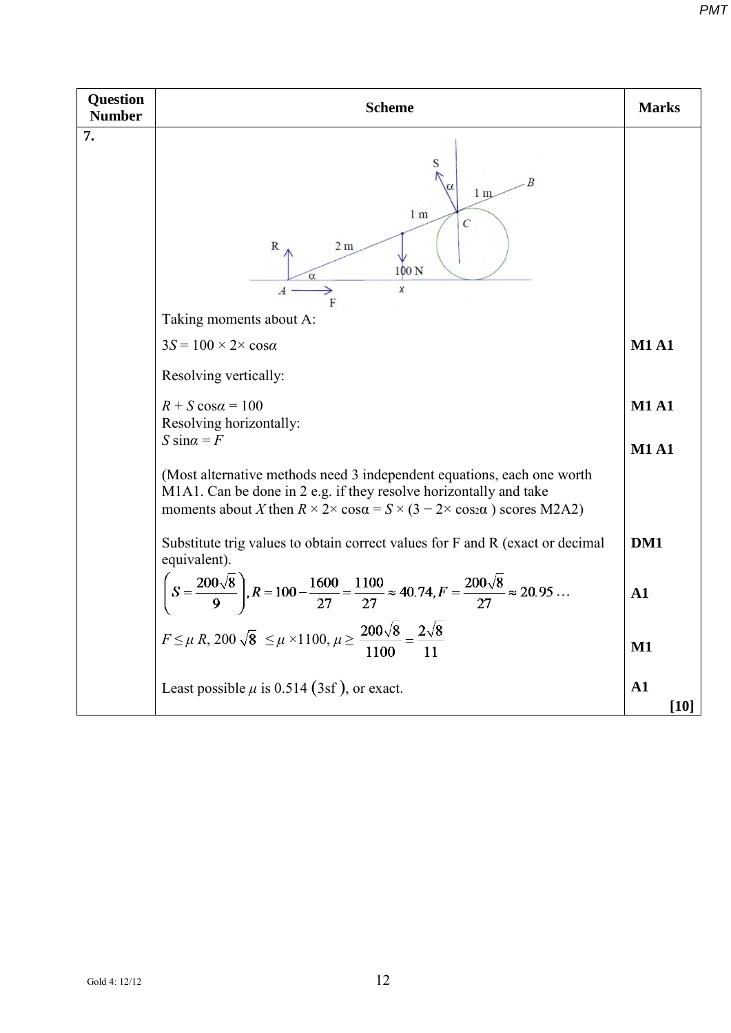| Question Number | Scheme | Marks |
|---|---|---|
| **7.** | Taking moments about A: | |
| | $3S = 100 \times 2\times \cos\alpha$ | **M1 A1** |
| | Resolving vertically: | |
| | $R + S\cos\alpha = 100$ | **M1 A1** |
| | Resolving horizontally: | |
| | $S\sin\alpha = F$ | **M1 A1** |
| | (Most alternative methods need 3 independent equations, each one worth M1A1. Can be done in 2 e.g. if they resolve horizontally and take moments about $X$ then $R \times 2\times \cos\alpha = S \times (3 - 2\times \cos^2\alpha)$ scores M2A2) | |
| | Substitute trig values to obtain correct values for F and R (exact or decimal equivalent). | **DM1** |
| | $\left(S = \dfrac{200\sqrt{8}}{9}\right), R = 100 - \dfrac{1600}{27} = \dfrac{1100}{27} \approx 40.74, F = \dfrac{200\sqrt{8}}{27} \approx 20.95 \ldots$ | **A1** |
| | $F \le \mu R$, $200\sqrt{8} \le \mu \times 1100$, $\mu \ge \dfrac{200\sqrt{8}}{1100} = \dfrac{2\sqrt{8}}{11}$ | **M1** |
| | Least possible $\mu$ is 0.514 (3sf), or exact. | **A1** **[10]** |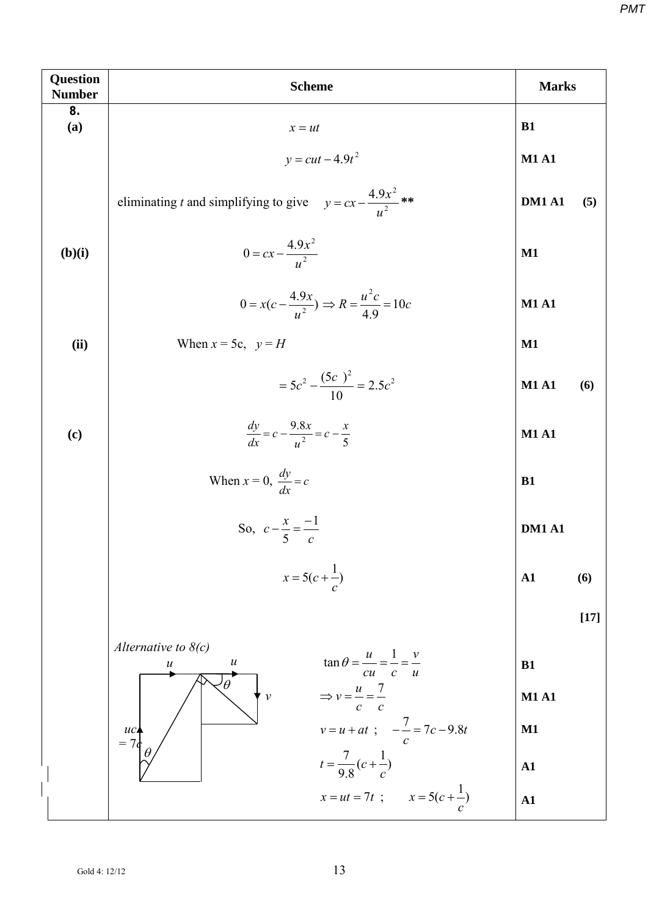| Question Number | Scheme | Marks |
|---|---|---|
| **8.** **(a)** | $x = ut$ | **B1** |
| | $y = cut - 4.9t^2$ | **M1 A1** |
| | eliminating *t* and simplifying to give $y = cx - \dfrac{4.9x^2}{u^2}$ ** | **DM1 A1** **(5)** |
| **(b)(i)** | $0 = cx - \dfrac{4.9x^2}{u^2}$ | **M1** |
| | $0 = x(c - \dfrac{4.9x}{u^2}) \Rightarrow R = \dfrac{u^2 c}{4.9} = 10c$ | **M1 A1** |
| **(ii)** | When $x = 5c$, $y = H$ | **M1** |
| | $= 5c^2 - \dfrac{(5c)^2}{10} = 2.5c^2$ | **M1 A1** **(6)** |
| **(c)** | $\dfrac{dy}{dx} = c - \dfrac{9.8x}{u^2} = c - \dfrac{x}{5}$ | **M1 A1** |
| | When $x = 0$, $\dfrac{dy}{dx} = c$ | **B1** |
| | So, $c - \dfrac{x}{5} = \dfrac{-1}{c}$ | **DM1 A1** |
| | $x = 5(c + \dfrac{1}{c})$ | **A1** **(6)** |
| | | **[17]** |
| | *Alternative to 8(c)* | |
| | $\tan\theta = \dfrac{u}{cu} = \dfrac{1}{c} = \dfrac{v}{u}$ | **B1** |
| | $\Rightarrow v = \dfrac{u}{c} = \dfrac{7}{c}$ | **M1 A1** |
| | $v = u + at$ ; $-\dfrac{7}{c} = 7c - 9.8t$ | **M1** |
| | $t = \dfrac{7}{9.8}(c + \dfrac{1}{c})$ | **A1** |
| | $x = ut = 7t$ ; $x = 5(c + \dfrac{1}{c})$ | **A1** |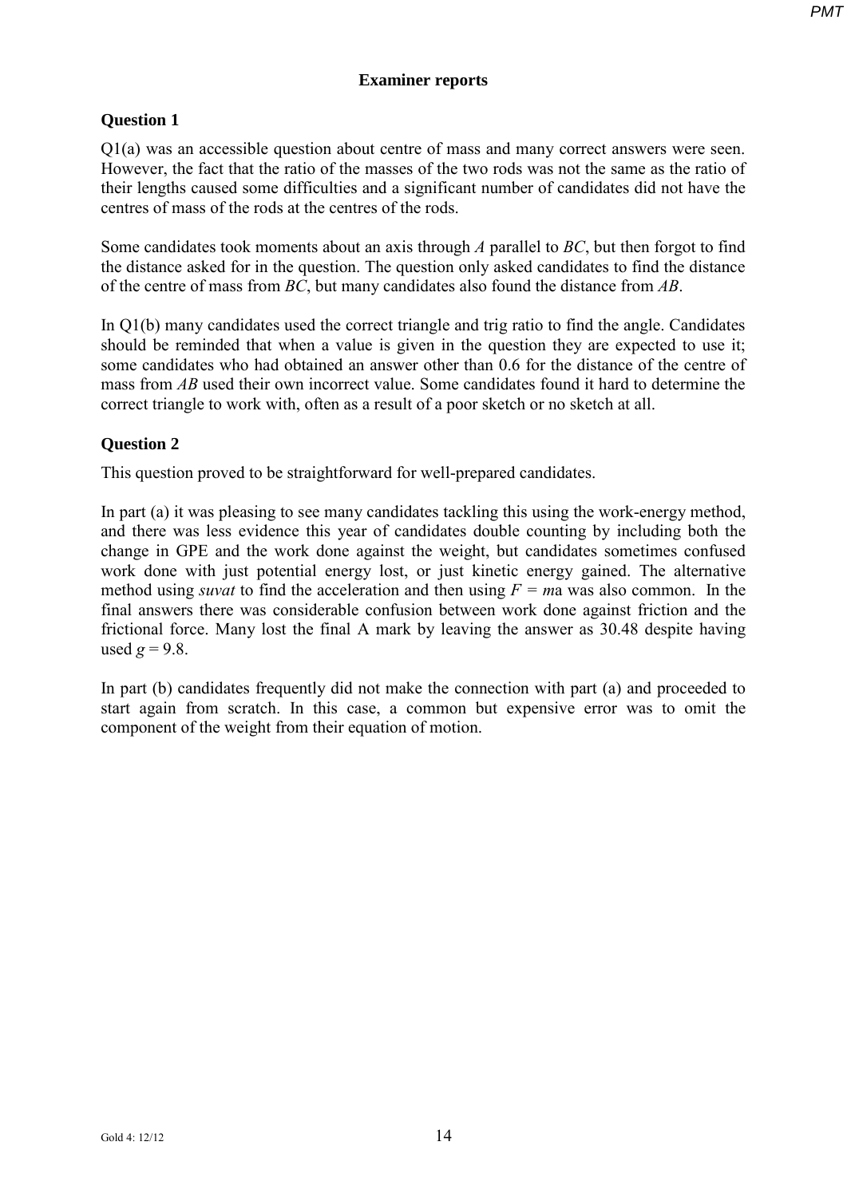## Examiner reports

### Question 1

Q1(a) was an accessible question about centre of mass and many correct answers were seen. However, the fact that the ratio of the masses of the two rods was not the same as the ratio of their lengths caused some difficulties and a significant number of candidates did not have the centres of mass of the rods at the centres of the rods.

Some candidates took moments about an axis through *A* parallel to *BC*, but then forgot to find the distance asked for in the question. The question only asked candidates to find the distance of the centre of mass from *BC*, but many candidates also found the distance from *AB*.

In Q1(b) many candidates used the correct triangle and trig ratio to find the angle. Candidates should be reminded that when a value is given in the question they are expected to use it; some candidates who had obtained an answer other than 0.6 for the distance of the centre of mass from *AB* used their own incorrect value. Some candidates found it hard to determine the correct triangle to work with, often as a result of a poor sketch or no sketch at all.

### Question 2

This question proved to be straightforward for well-prepared candidates.

In part (a) it was pleasing to see many candidates tackling this using the work-energy method, and there was less evidence this year of candidates double counting by including both the change in GPE and the work done against the weight, but candidates sometimes confused work done with just potential energy lost, or just kinetic energy gained. The alternative method using *suvat* to find the acceleration and then using $F = ma$ was also common. In the final answers there was considerable confusion between work done against friction and the frictional force. Many lost the final A mark by leaving the answer as 30.48 despite having used $g = 9.8$.

In part (b) candidates frequently did not make the connection with part (a) and proceeded to start again from scratch. In this case, a common but expensive error was to omit the component of the weight from their equation of motion.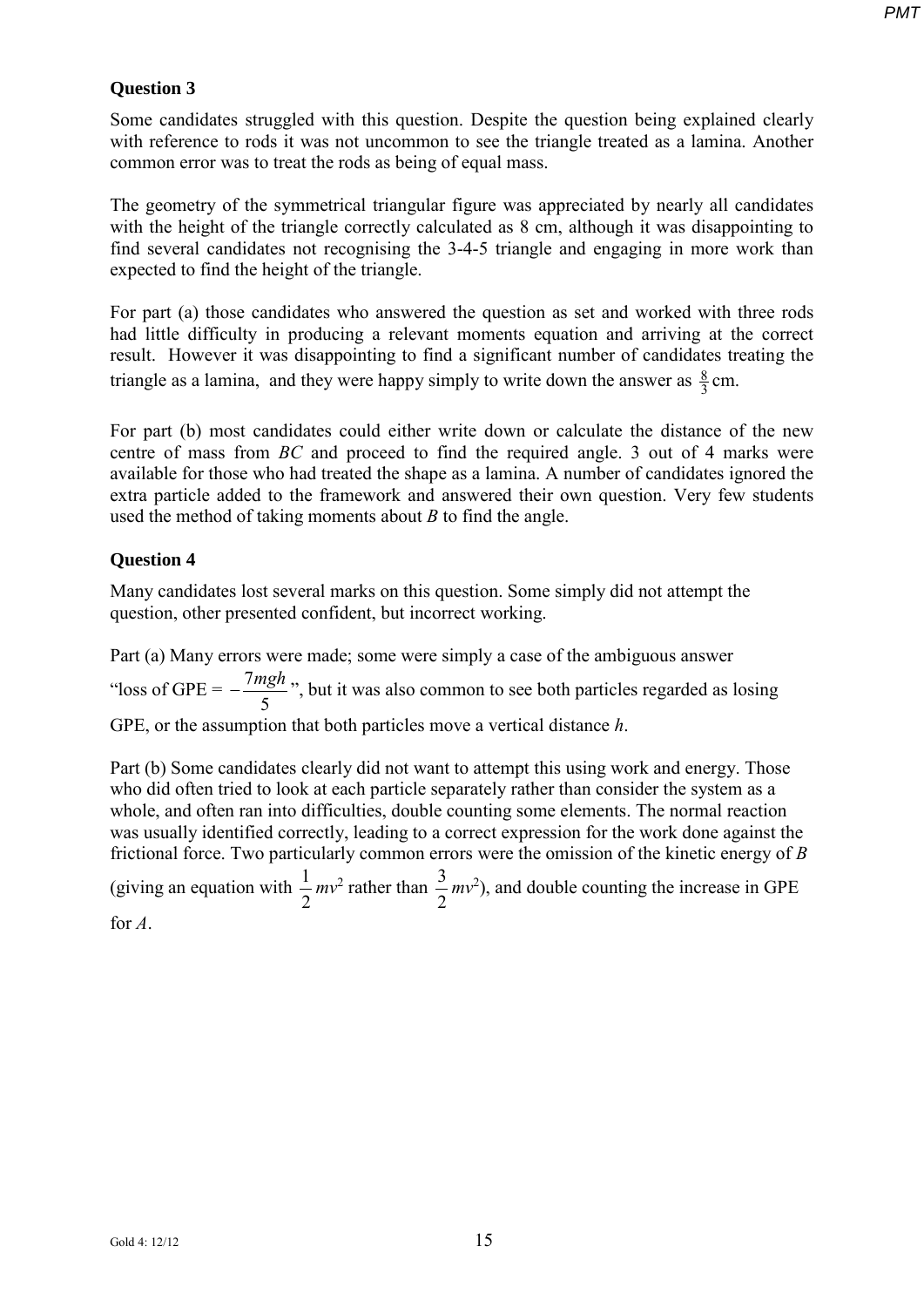**Question 3**

Some candidates struggled with this question. Despite the question being explained clearly with reference to rods it was not uncommon to see the triangle treated as a lamina. Another common error was to treat the rods as being of equal mass.

The geometry of the symmetrical triangular figure was appreciated by nearly all candidates with the height of the triangle correctly calculated as 8 cm, although it was disappointing to find several candidates not recognising the 3-4-5 triangle and engaging in more work than expected to find the height of the triangle.

For part (a) those candidates who answered the question as set and worked with three rods had little difficulty in producing a relevant moments equation and arriving at the correct result. However it was disappointing to find a significant number of candidates treating the triangle as a lamina, and they were happy simply to write down the answer as $\frac{8}{3}$ cm.

For part (b) most candidates could either write down or calculate the distance of the new centre of mass from *BC* and proceed to find the required angle. 3 out of 4 marks were available for those who had treated the shape as a lamina. A number of candidates ignored the extra particle added to the framework and answered their own question. Very few students used the method of taking moments about *B* to find the angle.

**Question 4**

Many candidates lost several marks on this question. Some simply did not attempt the question, other presented confident, but incorrect working.

Part (a) Many errors were made; some were simply a case of the ambiguous answer "loss of GPE = $-\frac{7mgh}{5}$", but it was also common to see both particles regarded as losing GPE, or the assumption that both particles move a vertical distance *h*.

Part (b) Some candidates clearly did not want to attempt this using work and energy. Those who did often tried to look at each particle separately rather than consider the system as a whole, and often ran into difficulties, double counting some elements. The normal reaction was usually identified correctly, leading to a correct expression for the work done against the frictional force. Two particularly common errors were the omission of the kinetic energy of *B* (giving an equation with $\frac{1}{2}mv^2$ rather than $\frac{3}{2}mv^2$), and double counting the increase in GPE for *A*.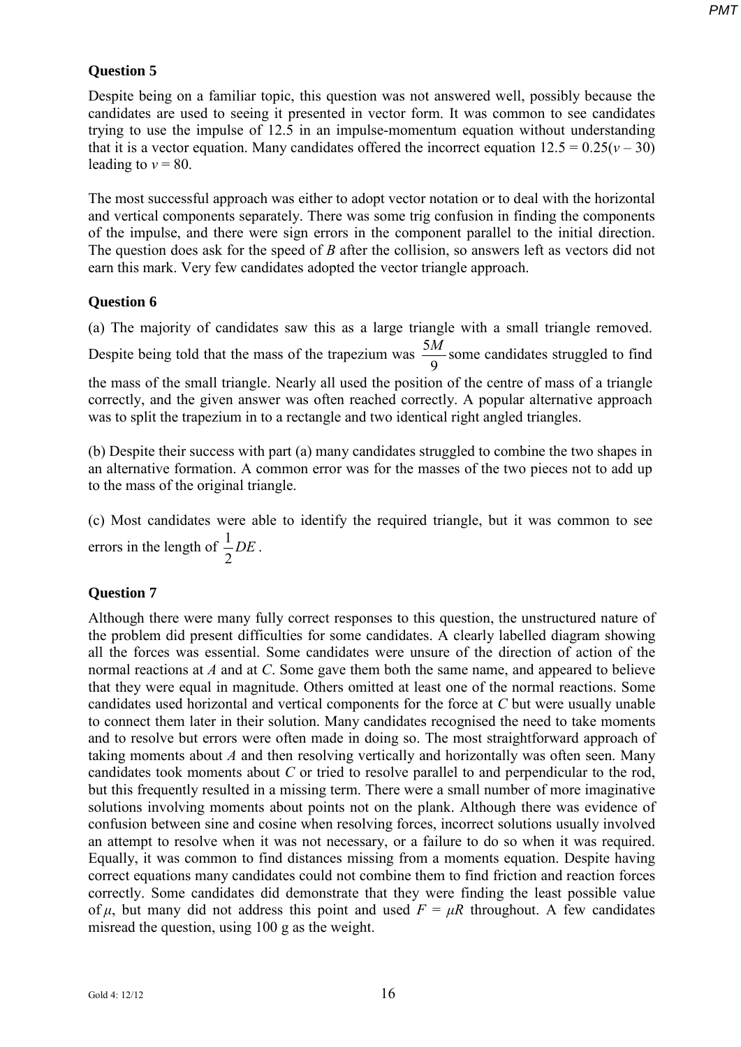## Question 5

Despite being on a familiar topic, this question was not answered well, possibly because the candidates are used to seeing it presented in vector form. It was common to see candidates trying to use the impulse of 12.5 in an impulse-momentum equation without understanding that it is a vector equation. Many candidates offered the incorrect equation $12.5 = 0.25(v - 30)$ leading to $v = 80$.

The most successful approach was either to adopt vector notation or to deal with the horizontal and vertical components separately. There was some trig confusion in finding the components of the impulse, and there were sign errors in the component parallel to the initial direction. The question does ask for the speed of *B* after the collision, so answers left as vectors did not earn this mark. Very few candidates adopted the vector triangle approach.

## Question 6

(a) The majority of candidates saw this as a large triangle with a small triangle removed. Despite being told that the mass of the trapezium was $\frac{5M}{9}$ some candidates struggled to find the mass of the small triangle. Nearly all used the position of the centre of mass of a triangle correctly, and the given answer was often reached correctly. A popular alternative approach was to split the trapezium in to a rectangle and two identical right angled triangles.

(b) Despite their success with part (a) many candidates struggled to combine the two shapes in an alternative formation. A common error was for the masses of the two pieces not to add up to the mass of the original triangle.

(c) Most candidates were able to identify the required triangle, but it was common to see errors in the length of $\frac{1}{2}DE$.

## Question 7

Although there were many fully correct responses to this question, the unstructured nature of the problem did present difficulties for some candidates. A clearly labelled diagram showing all the forces was essential. Some candidates were unsure of the direction of action of the normal reactions at *A* and at *C*. Some gave them both the same name, and appeared to believe that they were equal in magnitude. Others omitted at least one of the normal reactions. Some candidates used horizontal and vertical components for the force at *C* but were usually unable to connect them later in their solution. Many candidates recognised the need to take moments and to resolve but errors were often made in doing so. The most straightforward approach of taking moments about *A* and then resolving vertically and horizontally was often seen. Many candidates took moments about *C* or tried to resolve parallel to and perpendicular to the rod, but this frequently resulted in a missing term. There were a small number of more imaginative solutions involving moments about points not on the plank. Although there was evidence of confusion between sine and cosine when resolving forces, incorrect solutions usually involved an attempt to resolve when it was not necessary, or a failure to do so when it was required. Equally, it was common to find distances missing from a moments equation. Despite having correct equations many candidates could not combine them to find friction and reaction forces correctly. Some candidates did demonstrate that they were finding the least possible value of $\mu$, but many did not address this point and used $F = \mu R$ throughout. A few candidates misread the question, using 100 g as the weight.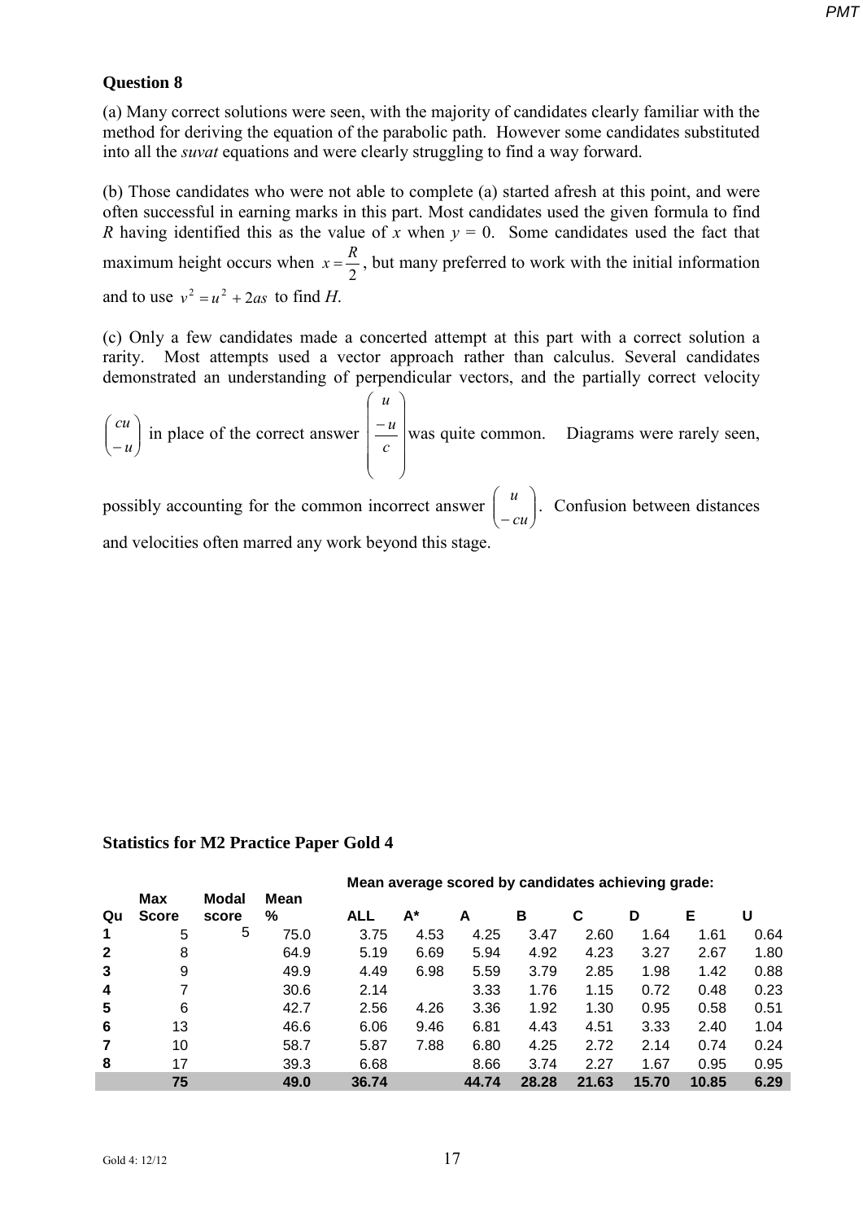### Question 8

(a) Many correct solutions were seen, with the majority of candidates clearly familiar with the method for deriving the equation of the parabolic path. However some candidates substituted into all the *suvat* equations and were clearly struggling to find a way forward.

(b) Those candidates who were not able to complete (a) started afresh at this point, and were often successful in earning marks in this part. Most candidates used the given formula to find $R$ having identified this as the value of $x$ when $y = 0$. Some candidates used the fact that maximum height occurs when $x = \frac{R}{2}$, but many preferred to work with the initial information and to use $v^2 = u^2 + 2as$ to find $H$.

(c) Only a few candidates made a concerted attempt at this part with a correct solution a rarity. Most attempts used a vector approach rather than calculus. Several candidates demonstrated an understanding of perpendicular vectors, and the partially correct velocity $\begin{pmatrix} cu \\ -u \end{pmatrix}$ in place of the correct answer $\begin{pmatrix} u \\ -\frac{u}{c} \end{pmatrix}$ was quite common. Diagrams were rarely seen, possibly accounting for the common incorrect answer $\begin{pmatrix} u \\ -cu \end{pmatrix}$. Confusion between distances and velocities often marred any work beyond this stage.

### Statistics for M2 Practice Paper Gold 4

| | | | | Mean average scored by candidates achieving grade: | | | | | | | |
|---|---|---|---|---|---|---|---|---|---|---|---|
| **Qu** | **Max Score** | **Modal score** | **Mean %** | **ALL** | **A*** | **A** | **B** | **C** | **D** | **E** | **U** |
| **1** | 5 | 5 | 75.0 | 3.75 | 4.53 | 4.25 | 3.47 | 2.60 | 1.64 | 1.61 | 0.64 |
| **2** | 8 | | 64.9 | 5.19 | 6.69 | 5.94 | 4.92 | 4.23 | 3.27 | 2.67 | 1.80 |
| **3** | 9 | | 49.9 | 4.49 | 6.98 | 5.59 | 3.79 | 2.85 | 1.98 | 1.42 | 0.88 |
| **4** | 7 | | 30.6 | 2.14 | | 3.33 | 1.76 | 1.15 | 0.72 | 0.48 | 0.23 |
| **5** | 6 | | 42.7 | 2.56 | 4.26 | 3.36 | 1.92 | 1.30 | 0.95 | 0.58 | 0.51 |
| **6** | 13 | | 46.6 | 6.06 | 9.46 | 6.81 | 4.43 | 4.51 | 3.33 | 2.40 | 1.04 |
| **7** | 10 | | 58.7 | 5.87 | 7.88 | 6.80 | 4.25 | 2.72 | 2.14 | 0.74 | 0.24 |
| **8** | 17 | | 39.3 | 6.68 | | 8.66 | 3.74 | 2.27 | 1.67 | 0.95 | 0.95 |
| | **75** | | **49.0** | **36.74** | | **44.74** | **28.28** | **21.63** | **15.70** | **10.85** | **6.29** |